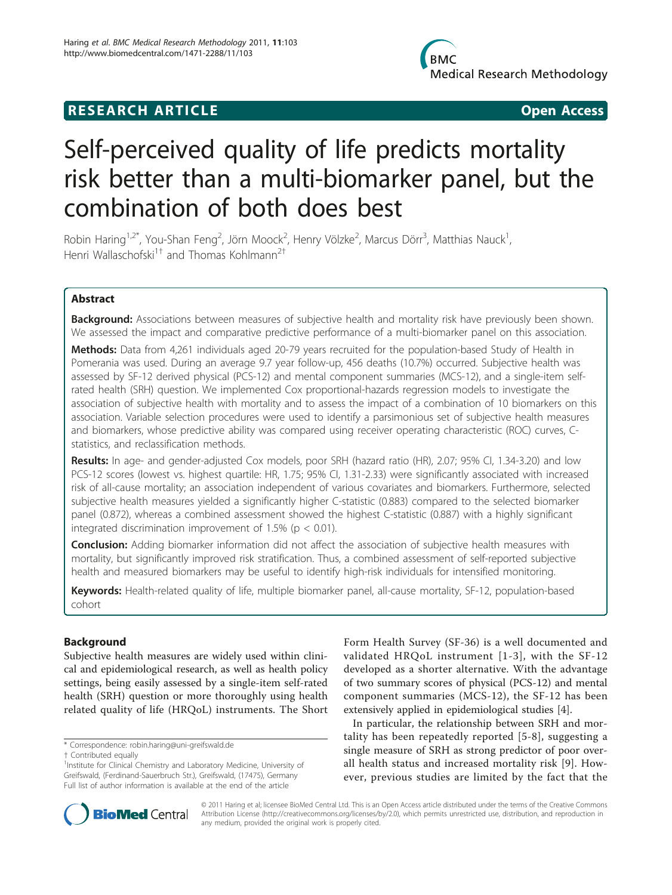**RESEARCH ARTICLE** **Open Access**

# Self-perceived quality of life predicts mortality risk better than a multi-biomarker panel, but the combination of both does best

Robin Haring[1,2*], You-Shan Feng[2], Jörn Moock[2], Henry Völzke[2], Marcus Dörr[3], Matthias Nauck[1], Henri Wallaschofski[1†] and Thomas Kohlmann[2†]

## Abstract

**Background:** Associations between measures of subjective health and mortality risk have previously been shown. We assessed the impact and comparative predictive performance of a multi-biomarker panel on this association.

**Methods:** Data from 4,261 individuals aged 20-79 years recruited for the population-based Study of Health in Pomerania was used. During an average 9.7 year follow-up, 456 deaths (10.7%) occurred. Subjective health was assessed by SF-12 derived physical (PCS-12) and mental component summaries (MCS-12), and a single-item self-rated health (SRH) question. We implemented Cox proportional-hazards regression models to investigate the association of subjective health with mortality and to assess the impact of a combination of 10 biomarkers on this association. Variable selection procedures were used to identify a parsimonious set of subjective health measures and biomarkers, whose predictive ability was compared using receiver operating characteristic (ROC) curves, C-statistics, and reclassification methods.

**Results:** In age- and gender-adjusted Cox models, poor SRH (hazard ratio (HR), 2.07; 95% CI, 1.34-3.20) and low PCS-12 scores (lowest vs. highest quartile: HR, 1.75; 95% CI, 1.31-2.33) were significantly associated with increased risk of all-cause mortality; an association independent of various covariates and biomarkers. Furthermore, selected subjective health measures yielded a significantly higher C-statistic (0.883) compared to the selected biomarker panel (0.872), whereas a combined assessment showed the highest C-statistic (0.887) with a highly significant integrated discrimination improvement of 1.5% ($p < 0.01$).

**Conclusion:** Adding biomarker information did not affect the association of subjective health measures with mortality, but significantly improved risk stratification. Thus, a combined assessment of self-reported subjective health and measured biomarkers may be useful to identify high-risk individuals for intensified monitoring.

**Keywords:** Health-related quality of life, multiple biomarker panel, all-cause mortality, SF-12, population-based cohort

## Background

Subjective health measures are widely used within clinical and epidemiological research, as well as health policy settings, being easily assessed by a single-item self-rated health (SRH) question or more thoroughly using health related quality of life (HRQoL) instruments. The Short Form Health Survey (SF-36) is a well documented and validated HRQoL instrument [1-3], with the SF-12 developed as a shorter alternative. With the advantage of two summary scores of physical (PCS-12) and mental component summaries (MCS-12), the SF-12 has been extensively applied in epidemiological studies [4].

In particular, the relationship between SRH and mortality has been repeatedly reported [5-8], suggesting a single measure of SRH as strong predictor of poor overall health status and increased mortality risk [9]. However, previous studies are limited by the fact that the

\* Correspondence: robin.haring@uni-greifswald.de

† Contributed equally

[1]Institute for Clinical Chemistry and Laboratory Medicine, University of Greifswald, (Ferdinand-Sauerbruch Str.), Greifswald, (17475), Germany

Full list of author information is available at the end of the article

© 2011 Haring et al; licensee BioMed Central Ltd. This is an Open Access article distributed under the terms of the Creative Commons Attribution License (http://creativecommons.org/licenses/by/2.0), which permits unrestricted use, distribution, and reproduction in any medium, provided the original work is properly cited.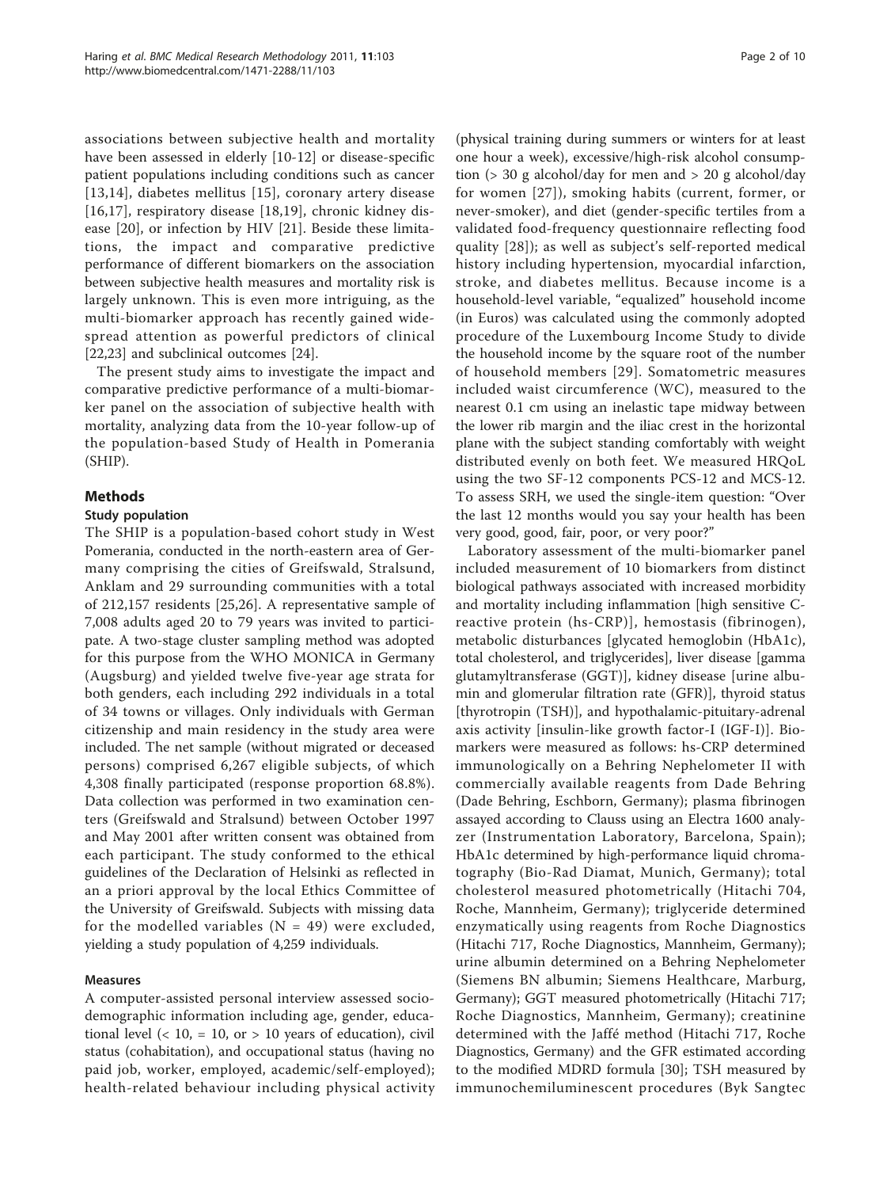associations between subjective health and mortality have been assessed in elderly [10-12] or disease-specific patient populations including conditions such as cancer [13,14], diabetes mellitus [15], coronary artery disease [16,17], respiratory disease [18,19], chronic kidney disease [20], or infection by HIV [21]. Beside these limitations, the impact and comparative predictive performance of different biomarkers on the association between subjective health measures and mortality risk is largely unknown. This is even more intriguing, as the multi-biomarker approach has recently gained widespread attention as powerful predictors of clinical [22,23] and subclinical outcomes [24].

The present study aims to investigate the impact and comparative predictive performance of a multi-biomarker panel on the association of subjective health with mortality, analyzing data from the 10-year follow-up of the population-based Study of Health in Pomerania (SHIP).

## Methods

### Study population

The SHIP is a population-based cohort study in West Pomerania, conducted in the north-eastern area of Germany comprising the cities of Greifswald, Stralsund, Anklam and 29 surrounding communities with a total of 212,157 residents [25,26]. A representative sample of 7,008 adults aged 20 to 79 years was invited to participate. A two-stage cluster sampling method was adopted for this purpose from the WHO MONICA in Germany (Augsburg) and yielded twelve five-year age strata for both genders, each including 292 individuals in a total of 34 towns or villages. Only individuals with German citizenship and main residency in the study area were included. The net sample (without migrated or deceased persons) comprised 6,267 eligible subjects, of which 4,308 finally participated (response proportion 68.8%). Data collection was performed in two examination centers (Greifswald and Stralsund) between October 1997 and May 2001 after written consent was obtained from each participant. The study conformed to the ethical guidelines of the Declaration of Helsinki as reflected in an a priori approval by the local Ethics Committee of the University of Greifswald. Subjects with missing data for the modelled variables (N = 49) were excluded, yielding a study population of 4,259 individuals.

### Measures

A computer-assisted personal interview assessed sociodemographic information including age, gender, educational level (< 10, = 10, or > 10 years of education), civil status (cohabitation), and occupational status (having no paid job, worker, employed, academic/self-employed); health-related behaviour including physical activity (physical training during summers or winters for at least one hour a week), excessive/high-risk alcohol consumption (> 30 g alcohol/day for men and > 20 g alcohol/day for women [27]), smoking habits (current, former, or never-smoker), and diet (gender-specific tertiles from a validated food-frequency questionnaire reflecting food quality [28]); as well as subject's self-reported medical history including hypertension, myocardial infarction, stroke, and diabetes mellitus. Because income is a household-level variable, "equalized" household income (in Euros) was calculated using the commonly adopted procedure of the Luxembourg Income Study to divide the household income by the square root of the number of household members [29]. Somatometric measures included waist circumference (WC), measured to the nearest 0.1 cm using an inelastic tape midway between the lower rib margin and the iliac crest in the horizontal plane with the subject standing comfortably with weight distributed evenly on both feet. We measured HRQoL using the two SF-12 components PCS-12 and MCS-12. To assess SRH, we used the single-item question: "Over the last 12 months would you say your health has been very good, good, fair, poor, or very poor?"

Laboratory assessment of the multi-biomarker panel included measurement of 10 biomarkers from distinct biological pathways associated with increased morbidity and mortality including inflammation [high sensitive C-reactive protein (hs-CRP)], hemostasis (fibrinogen), metabolic disturbances [glycated hemoglobin (HbA1c), total cholesterol, and triglycerides], liver disease [gamma glutamyltransferase (GGT)], kidney disease [urine albumin and glomerular filtration rate (GFR)], thyroid status [thyrotropin (TSH)], and hypothalamic-pituitary-adrenal axis activity [insulin-like growth factor-I (IGF-I)]. Biomarkers were measured as follows: hs-CRP determined immunologically on a Behring Nephelometer II with commercially available reagents from Dade Behring (Dade Behring, Eschborn, Germany); plasma fibrinogen assayed according to Clauss using an Electra 1600 analyzer (Instrumentation Laboratory, Barcelona, Spain); HbA1c determined by high-performance liquid chromatography (Bio-Rad Diamat, Munich, Germany); total cholesterol measured photometrically (Hitachi 704, Roche, Mannheim, Germany); triglyceride determined enzymatically using reagents from Roche Diagnostics (Hitachi 717, Roche Diagnostics, Mannheim, Germany); urine albumin determined on a Behring Nephelometer (Siemens BN albumin; Siemens Healthcare, Marburg, Germany); GGT measured photometrically (Hitachi 717; Roche Diagnostics, Mannheim, Germany); creatinine determined with the Jaffé method (Hitachi 717, Roche Diagnostics, Germany) and the GFR estimated according to the modified MDRD formula [30]; TSH measured by immunochemiluminescent procedures (Byk Sangtec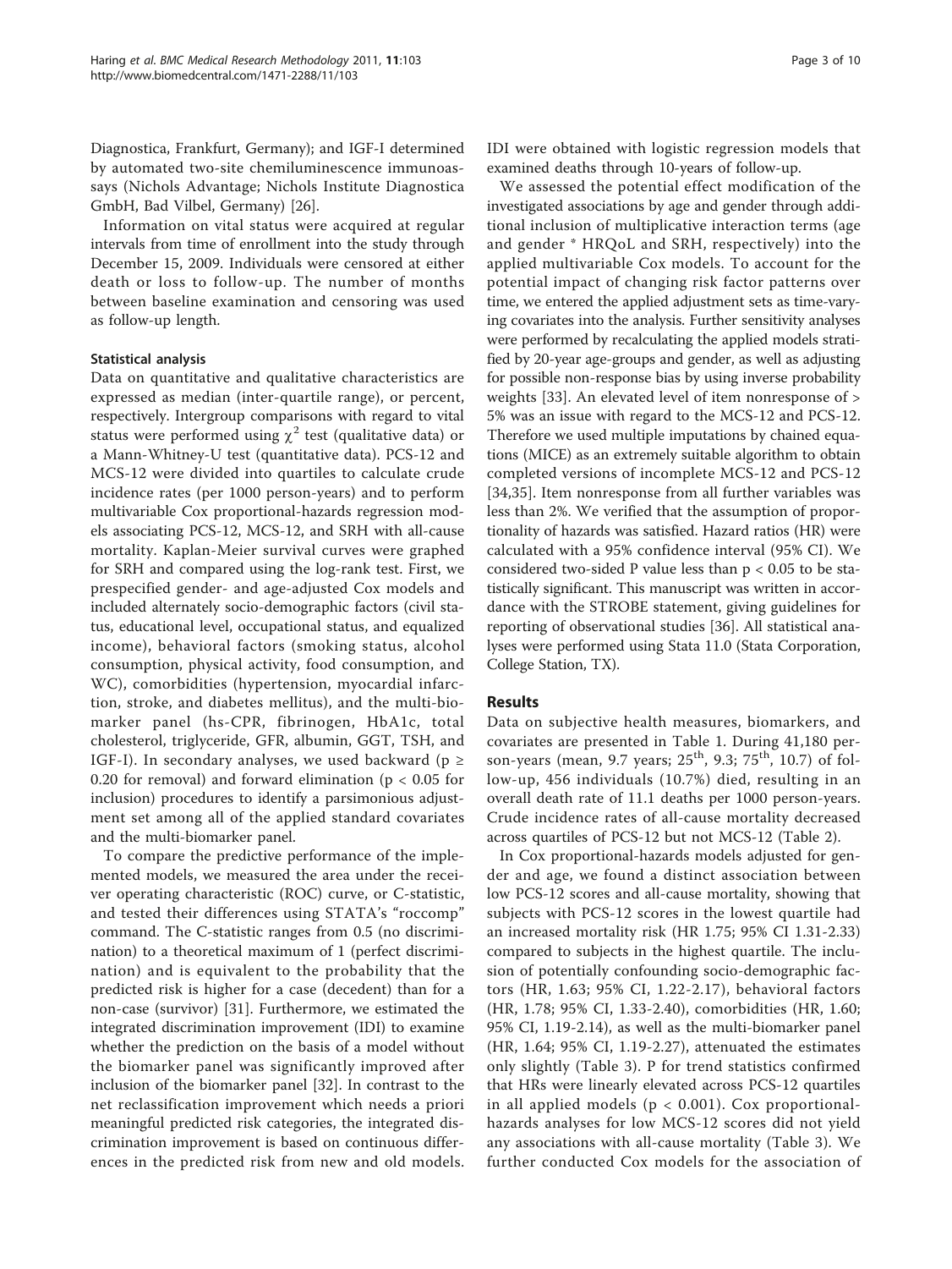Diagnostica, Frankfurt, Germany); and IGF-I determined by automated two-site chemiluminescence immunoassays (Nichols Advantage; Nichols Institute Diagnostica GmbH, Bad Vilbel, Germany) [26].

Information on vital status were acquired at regular intervals from time of enrollment into the study through December 15, 2009. Individuals were censored at either death or loss to follow-up. The number of months between baseline examination and censoring was used as follow-up length.

### Statistical analysis

Data on quantitative and qualitative characteristics are expressed as median (inter-quartile range), or percent, respectively. Intergroup comparisons with regard to vital status were performed using $\chi^2$ test (qualitative data) or a Mann-Whitney-U test (quantitative data). PCS-12 and MCS-12 were divided into quartiles to calculate crude incidence rates (per 1000 person-years) and to perform multivariable Cox proportional-hazards regression models associating PCS-12, MCS-12, and SRH with all-cause mortality. Kaplan-Meier survival curves were graphed for SRH and compared using the log-rank test. First, we prespecified gender- and age-adjusted Cox models and included alternately socio-demographic factors (civil status, educational level, occupational status, and equalized income), behavioral factors (smoking status, alcohol consumption, physical activity, food consumption, and WC), comorbidities (hypertension, myocardial infarction, stroke, and diabetes mellitus), and the multi-biomarker panel (hs-CPR, fibrinogen, HbA1c, total cholesterol, triglyceride, GFR, albumin, GGT, TSH, and IGF-I). In secondary analyses, we used backward ($p \geq 0.20$ for removal) and forward elimination ($p < 0.05$ for inclusion) procedures to identify a parsimonious adjustment set among all of the applied standard covariates and the multi-biomarker panel.

To compare the predictive performance of the implemented models, we measured the area under the receiver operating characteristic (ROC) curve, or C-statistic, and tested their differences using STATA's "roccomp" command. The C-statistic ranges from 0.5 (no discrimination) to a theoretical maximum of 1 (perfect discrimination) and is equivalent to the probability that the predicted risk is higher for a case (decedent) than for a non-case (survivor) [31]. Furthermore, we estimated the integrated discrimination improvement (IDI) to examine whether the prediction on the basis of a model without the biomarker panel was significantly improved after inclusion of the biomarker panel [32]. In contrast to the net reclassification improvement which needs a priori meaningful predicted risk categories, the integrated discrimination improvement is based on continuous differences in the predicted risk from new and old models. IDI were obtained with logistic regression models that examined deaths through 10-years of follow-up.

We assessed the potential effect modification of the investigated associations by age and gender through additional inclusion of multiplicative interaction terms (age and gender * HRQoL and SRH, respectively) into the applied multivariable Cox models. To account for the potential impact of changing risk factor patterns over time, we entered the applied adjustment sets as time-varying covariates into the analysis. Further sensitivity analyses were performed by recalculating the applied models stratified by 20-year age-groups and gender, as well as adjusting for possible non-response bias by using inverse probability weights [33]. An elevated level of item nonresponse of > 5% was an issue with regard to the MCS-12 and PCS-12. Therefore we used multiple imputations by chained equations (MICE) as an extremely suitable algorithm to obtain completed versions of incomplete MCS-12 and PCS-12 [34,35]. Item nonresponse from all further variables was less than 2%. We verified that the assumption of proportionality of hazards was satisfied. Hazard ratios (HR) were calculated with a 95% confidence interval (95% CI). We considered two-sided P value less than $p < 0.05$ to be statistically significant. This manuscript was written in accordance with the STROBE statement, giving guidelines for reporting of observational studies [36]. All statistical analyses were performed using Stata 11.0 (Stata Corporation, College Station, TX).

## Results

Data on subjective health measures, biomarkers, and covariates are presented in Table 1. During 41,180 person-years (mean, 9.7 years; 25[th], 9.3; 75[th], 10.7) of follow-up, 456 individuals (10.7%) died, resulting in an overall death rate of 11.1 deaths per 1000 person-years. Crude incidence rates of all-cause mortality decreased across quartiles of PCS-12 but not MCS-12 (Table 2).

In Cox proportional-hazards models adjusted for gender and age, we found a distinct association between low PCS-12 scores and all-cause mortality, showing that subjects with PCS-12 scores in the lowest quartile had an increased mortality risk (HR 1.75; 95% CI 1.31-2.33) compared to subjects in the highest quartile. The inclusion of potentially confounding socio-demographic factors (HR, 1.63; 95% CI, 1.22-2.17), behavioral factors (HR, 1.78; 95% CI, 1.33-2.40), comorbidities (HR, 1.60; 95% CI, 1.19-2.14), as well as the multi-biomarker panel (HR, 1.64; 95% CI, 1.19-2.27), attenuated the estimates only slightly (Table 3). P for trend statistics confirmed that HRs were linearly elevated across PCS-12 quartiles in all applied models ($p < 0.001$). Cox proportional-hazards analyses for low MCS-12 scores did not yield any associations with all-cause mortality (Table 3). We further conducted Cox models for the association of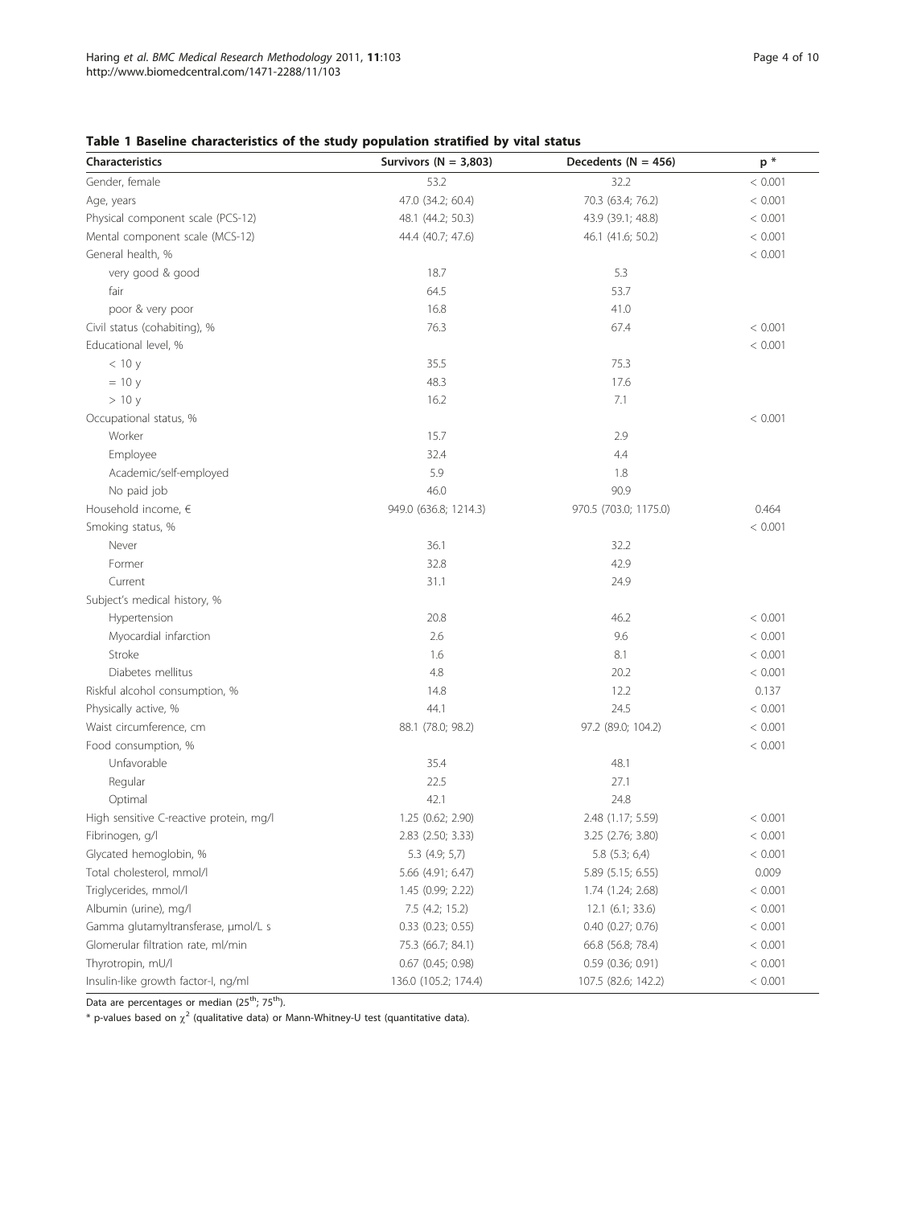**Table 1 Baseline characteristics of the study population stratified by vital status**

| Characteristics | Survivors (N = 3,803) | Decedents (N = 456) | p * |
|---|---|---|---|
| Gender, female | 53.2 | 32.2 | < 0.001 |
| Age, years | 47.0 (34.2; 60.4) | 70.3 (63.4; 76.2) | < 0.001 |
| Physical component scale (PCS-12) | 48.1 (44.2; 50.3) | 43.9 (39.1; 48.8) | < 0.001 |
| Mental component scale (MCS-12) | 44.4 (40.7; 47.6) | 46.1 (41.6; 50.2) | < 0.001 |
| General health, % | | | < 0.001 |
| very good & good | 18.7 | 5.3 | |
| fair | 64.5 | 53.7 | |
| poor & very poor | 16.8 | 41.0 | |
| Civil status (cohabiting), % | 76.3 | 67.4 | < 0.001 |
| Educational level, % | | | < 0.001 |
| < 10 y | 35.5 | 75.3 | |
| = 10 y | 48.3 | 17.6 | |
| > 10 y | 16.2 | 7.1 | |
| Occupational status, % | | | < 0.001 |
| Worker | 15.7 | 2.9 | |
| Employee | 32.4 | 4.4 | |
| Academic/self-employed | 5.9 | 1.8 | |
| No paid job | 46.0 | 90.9 | |
| Household income, € | 949.0 (636.8; 1214.3) | 970.5 (703.0; 1175.0) | 0.464 |
| Smoking status, % | | | < 0.001 |
| Never | 36.1 | 32.2 | |
| Former | 32.8 | 42.9 | |
| Current | 31.1 | 24.9 | |
| Subject's medical history, % | | | |
| Hypertension | 20.8 | 46.2 | < 0.001 |
| Myocardial infarction | 2.6 | 9.6 | < 0.001 |
| Stroke | 1.6 | 8.1 | < 0.001 |
| Diabetes mellitus | 4.8 | 20.2 | < 0.001 |
| Riskful alcohol consumption, % | 14.8 | 12.2 | 0.137 |
| Physically active, % | 44.1 | 24.5 | < 0.001 |
| Waist circumference, cm | 88.1 (78.0; 98.2) | 97.2 (89.0; 104.2) | < 0.001 |
| Food consumption, % | | | < 0.001 |
| Unfavorable | 35.4 | 48.1 | |
| Regular | 22.5 | 27.1 | |
| Optimal | 42.1 | 24.8 | |
| High sensitive C-reactive protein, mg/l | 1.25 (0.62; 2.90) | 2.48 (1.17; 5.59) | < 0.001 |
| Fibrinogen, g/l | 2.83 (2.50; 3.33) | 3.25 (2.76; 3.80) | < 0.001 |
| Glycated hemoglobin, % | 5.3 (4.9; 5,7) | 5.8 (5.3; 6,4) | < 0.001 |
| Total cholesterol, mmol/l | 5.66 (4.91; 6.47) | 5.89 (5.15; 6.55) | 0.009 |
| Triglycerides, mmol/l | 1.45 (0.99; 2.22) | 1.74 (1.24; 2.68) | < 0.001 |
| Albumin (urine), mg/l | 7.5 (4.2; 15.2) | 12.1 (6.1; 33.6) | < 0.001 |
| Gamma glutamyltransferase, µmol/L s | 0.33 (0.23; 0.55) | 0.40 (0.27; 0.76) | < 0.001 |
| Glomerular filtration rate, ml/min | 75.3 (66.7; 84.1) | 66.8 (56.8; 78.4) | < 0.001 |
| Thyrotropin, mU/l | 0.67 (0.45; 0.98) | 0.59 (0.36; 0.91) | < 0.001 |
| Insulin-like growth factor-I, ng/ml | 136.0 (105.2; 174.4) | 107.5 (82.6; 142.2) | < 0.001 |

Data are percentages or median ($25^{th}$; $75^{th}$).

* p-values based on $\chi^2$ (qualitative data) or Mann-Whitney-U test (quantitative data).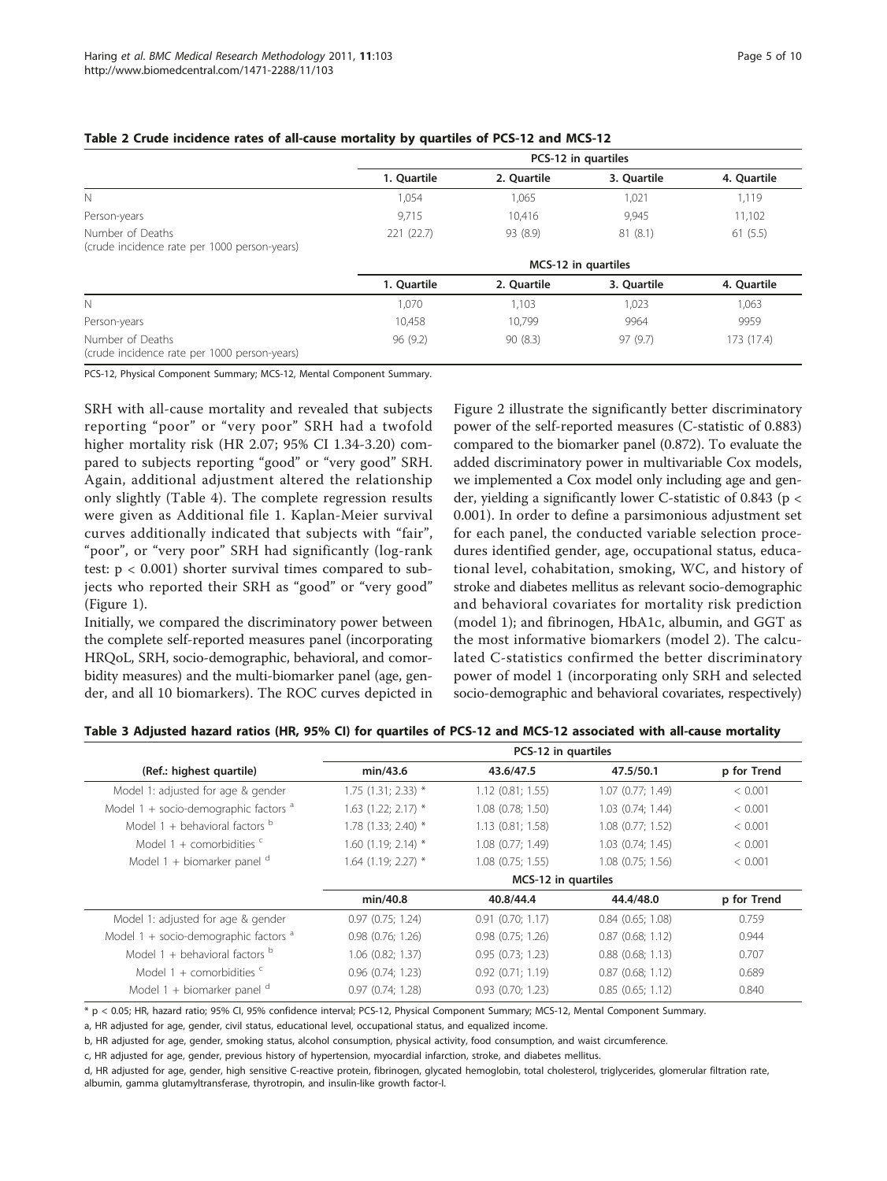**Table 2 Crude incidence rates of all-cause mortality by quartiles of PCS-12 and MCS-12**

| | PCS-12 in quartiles | | | |
|---|---|---|---|---|
| | 1. Quartile | 2. Quartile | 3. Quartile | 4. Quartile |
| N | 1,054 | 1,065 | 1,021 | 1,119 |
| Person-years | 9,715 | 10,416 | 9,945 | 11,102 |
| Number of Deaths (crude incidence rate per 1000 person-years) | 221 (22.7) | 93 (8.9) | 81 (8.1) | 61 (5.5) |
| | **MCS-12 in quartiles** | | | |
| | 1. Quartile | 2. Quartile | 3. Quartile | 4. Quartile |
| N | 1,070 | 1,103 | 1,023 | 1,063 |
| Person-years | 10,458 | 10,799 | 9964 | 9959 |
| Number of Deaths (crude incidence rate per 1000 person-years) | 96 (9.2) | 90 (8.3) | 97 (9.7) | 173 (17.4) |

PCS-12, Physical Component Summary; MCS-12, Mental Component Summary.

SRH with all-cause mortality and revealed that subjects reporting "poor" or "very poor" SRH had a twofold higher mortality risk (HR 2.07; 95% CI 1.34-3.20) compared to subjects reporting "good" or "very good" SRH. Again, additional adjustment altered the relationship only slightly (Table 4). The complete regression results were given as Additional file 1. Kaplan-Meier survival curves additionally indicated that subjects with "fair", "poor", or "very poor" SRH had significantly (log-rank test: $p < 0.001$) shorter survival times compared to subjects who reported their SRH as "good" or "very good" (Figure 1).

Initially, we compared the discriminatory power between the complete self-reported measures panel (incorporating HRQoL, SRH, socio-demographic, behavioral, and comorbidity measures) and the multi-biomarker panel (age, gender, and all 10 biomarkers). The ROC curves depicted in Figure 2 illustrate the significantly better discriminatory power of the self-reported measures (C-statistic of 0.883) compared to the biomarker panel (0.872). To evaluate the added discriminatory power in multivariable Cox models, we implemented a Cox model only including age and gender, yielding a significantly lower C-statistic of 0.843 ($p < 0.001$). In order to define a parsimonious adjustment set for each panel, the conducted variable selection procedures identified gender, age, occupational status, educational level, cohabitation, smoking, WC, and history of stroke and diabetes mellitus as relevant socio-demographic and behavioral covariates for mortality risk prediction (model 1); and fibrinogen, HbA1c, albumin, and GGT as the most informative biomarkers (model 2). The calculated C-statistics confirmed the better discriminatory power of model 1 (incorporating only SRH and selected socio-demographic and behavioral covariates, respectively)

**Table 3 Adjusted hazard ratios (HR, 95% CI) for quartiles of PCS-12 and MCS-12 associated with all-cause mortality**

| | PCS-12 in quartiles | | | |
|---|---|---|---|---|
| (Ref.: highest quartile) | min/43.6 | 43.6/47.5 | 47.5/50.1 | p for Trend |
| Model 1: adjusted for age & gender | 1.75 (1.31; 2.33) * | 1.12 (0.81; 1.55) | 1.07 (0.77; 1.49) | < 0.001 |
| Model 1 + socio-demographic factors [a] | 1.63 (1.22; 2.17) * | 1.08 (0.78; 1.50) | 1.03 (0.74; 1.44) | < 0.001 |
| Model 1 + behavioral factors [b] | 1.78 (1.33; 2.40) * | 1.13 (0.81; 1.58) | 1.08 (0.77; 1.52) | < 0.001 |
| Model 1 + comorbidities [c] | 1.60 (1.19; 2.14) * | 1.08 (0.77; 1.49) | 1.03 (0.74; 1.45) | < 0.001 |
| Model 1 + biomarker panel [d] | 1.64 (1.19; 2.27) * | 1.08 (0.75; 1.55) | 1.08 (0.75; 1.56) | < 0.001 |
| | **MCS-12 in quartiles** | | | |
| | min/40.8 | 40.8/44.4 | 44.4/48.0 | p for Trend |
| Model 1: adjusted for age & gender | 0.97 (0.75; 1.24) | 0.91 (0.70; 1.17) | 0.84 (0.65; 1.08) | 0.759 |
| Model 1 + socio-demographic factors [a] | 0.98 (0.76; 1.26) | 0.98 (0.75; 1.26) | 0.87 (0.68; 1.12) | 0.944 |
| Model 1 + behavioral factors [b] | 1.06 (0.82; 1.37) | 0.95 (0.73; 1.23) | 0.88 (0.68; 1.13) | 0.707 |
| Model 1 + comorbidities [c] | 0.96 (0.74; 1.23) | 0.92 (0.71; 1.19) | 0.87 (0.68; 1.12) | 0.689 |
| Model 1 + biomarker panel [d] | 0.97 (0.74; 1.28) | 0.93 (0.70; 1.23) | 0.85 (0.65; 1.12) | 0.840 |

* $p < 0.05$; HR, hazard ratio; 95% CI, 95% confidence interval; PCS-12, Physical Component Summary; MCS-12, Mental Component Summary.

a, HR adjusted for age, gender, civil status, educational level, occupational status, and equalized income.

b, HR adjusted for age, gender, smoking status, alcohol consumption, physical activity, food consumption, and waist circumference.

c, HR adjusted for age, gender, previous history of hypertension, myocardial infarction, stroke, and diabetes mellitus.

d, HR adjusted for age, gender, high sensitive C-reactive protein, fibrinogen, glycated hemoglobin, total cholesterol, triglycerides, glomerular filtration rate, albumin, gamma glutamyltransferase, thyrotropin, and insulin-like growth factor-I.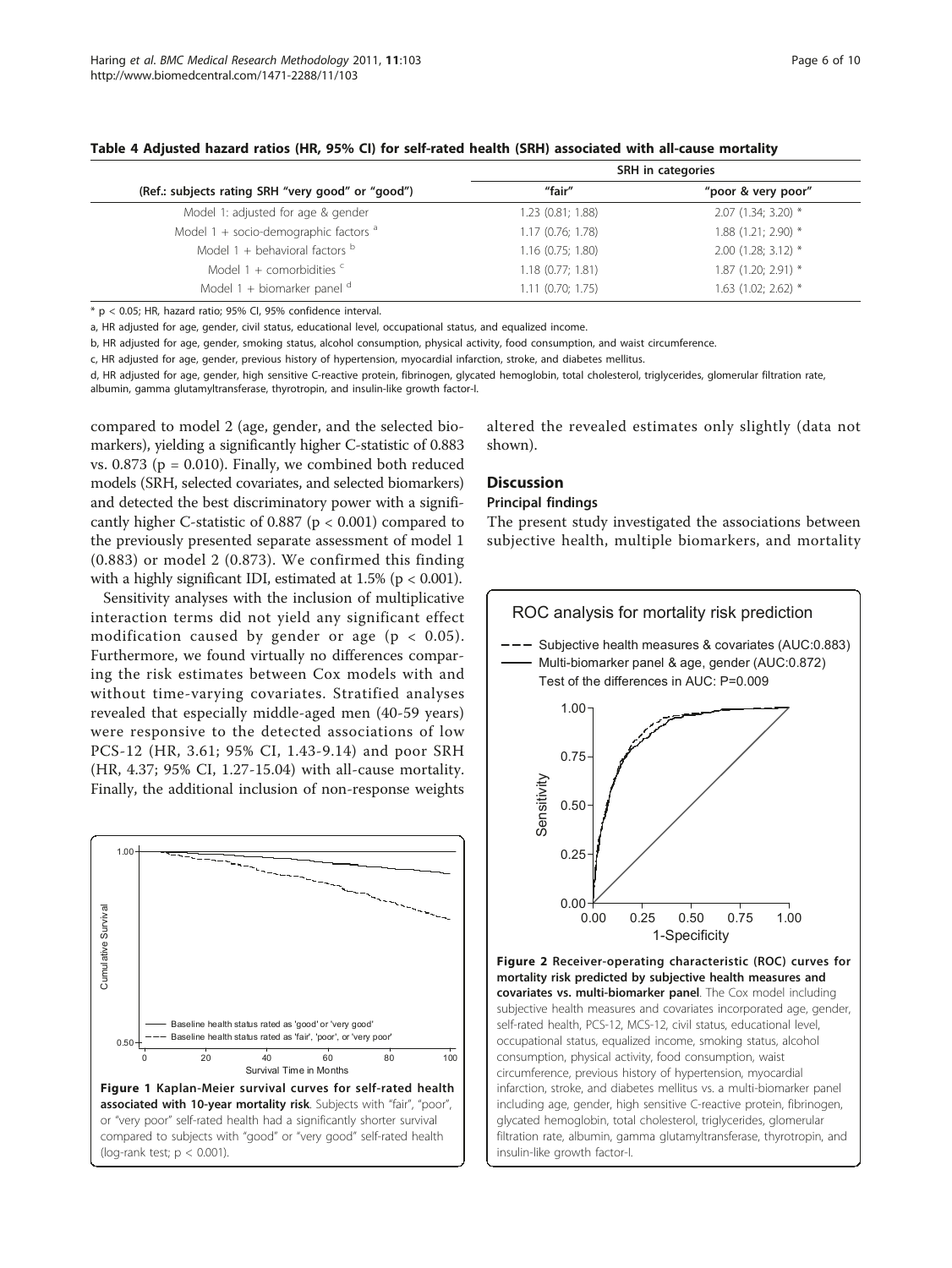**Table 4 Adjusted hazard ratios (HR, 95% CI) for self-rated health (SRH) associated with all-cause mortality**

| | SRH in categories | |
|---|---|---|
| (Ref.: subjects rating SRH "very good" or "good") | "fair" | "poor & very poor" |
| Model 1: adjusted for age & gender | 1.23 (0.81; 1.88) | 2.07 (1.34; 3.20) * |
| Model 1 + socio-demographic factors [a] | 1.17 (0.76; 1.78) | 1.88 (1.21; 2.90) * |
| Model 1 + behavioral factors [b] | 1.16 (0.75; 1.80) | 2.00 (1.28; 3.12) * |
| Model 1 + comorbidities [c] | 1.18 (0.77; 1.81) | 1.87 (1.20; 2.91) * |
| Model 1 + biomarker panel [d] | 1.11 (0.70; 1.75) | 1.63 (1.02; 2.62) * |

* $p < 0.05$; HR, hazard ratio; 95% CI, 95% confidence interval.

a, HR adjusted for age, gender, civil status, educational level, occupational status, and equalized income.

b, HR adjusted for age, gender, smoking status, alcohol consumption, physical activity, food consumption, and waist circumference.

c, HR adjusted for age, gender, previous history of hypertension, myocardial infarction, stroke, and diabetes mellitus.

d, HR adjusted for age, gender, high sensitive C-reactive protein, fibrinogen, glycated hemoglobin, total cholesterol, triglycerides, glomerular filtration rate, albumin, gamma glutamyltransferase, thyrotropin, and insulin-like growth factor-I.

compared to model 2 (age, gender, and the selected biomarkers), yielding a significantly higher C-statistic of 0.883 vs. 0.873 ($p = 0.010$). Finally, we combined both reduced models (SRH, selected covariates, and selected biomarkers) and detected the best discriminatory power with a significantly higher C-statistic of 0.887 ($p < 0.001$) compared to the previously presented separate assessment of model 1 (0.883) or model 2 (0.873). We confirmed this finding with a highly significant IDI, estimated at 1.5% ($p < 0.001$).

Sensitivity analyses with the inclusion of multiplicative interaction terms did not yield any significant effect modification caused by gender or age ($p < 0.05$). Furthermore, we found virtually no differences comparing the risk estimates between Cox models with and without time-varying covariates. Stratified analyses revealed that especially middle-aged men (40-59 years) were responsive to the detected associations of low PCS-12 (HR, 3.61; 95% CI, 1.43-9.14) and poor SRH (HR, 4.37; 95% CI, 1.27-15.04) with all-cause mortality. Finally, the additional inclusion of non-response weights altered the revealed estimates only slightly (data not shown).

**Figure 1 Kaplan-Meier survival curves for self-rated health associated with 10-year mortality risk**. Subjects with "fair", "poor", or "very poor" self-rated health had a significantly shorter survival compared to subjects with "good" or "very good" self-rated health (log-rank test; $p < 0.001$).

## Discussion

### Principal findings

The present study investigated the associations between subjective health, multiple biomarkers, and mortality

**Figure 2 Receiver-operating characteristic (ROC) curves for mortality risk predicted by subjective health measures and covariates vs. multi-biomarker panel**. The Cox model including subjective health measures and covariates incorporated age, gender, self-rated health, PCS-12, MCS-12, civil status, educational level, occupational status, equalized income, smoking status, alcohol consumption, physical activity, food consumption, waist circumference, previous history of hypertension, myocardial infarction, stroke, and diabetes mellitus vs. a multi-biomarker panel including age, gender, high sensitive C-reactive protein, fibrinogen, glycated hemoglobin, total cholesterol, triglycerides, glomerular filtration rate, albumin, gamma glutamyltransferase, thyrotropin, and insulin-like growth factor-I.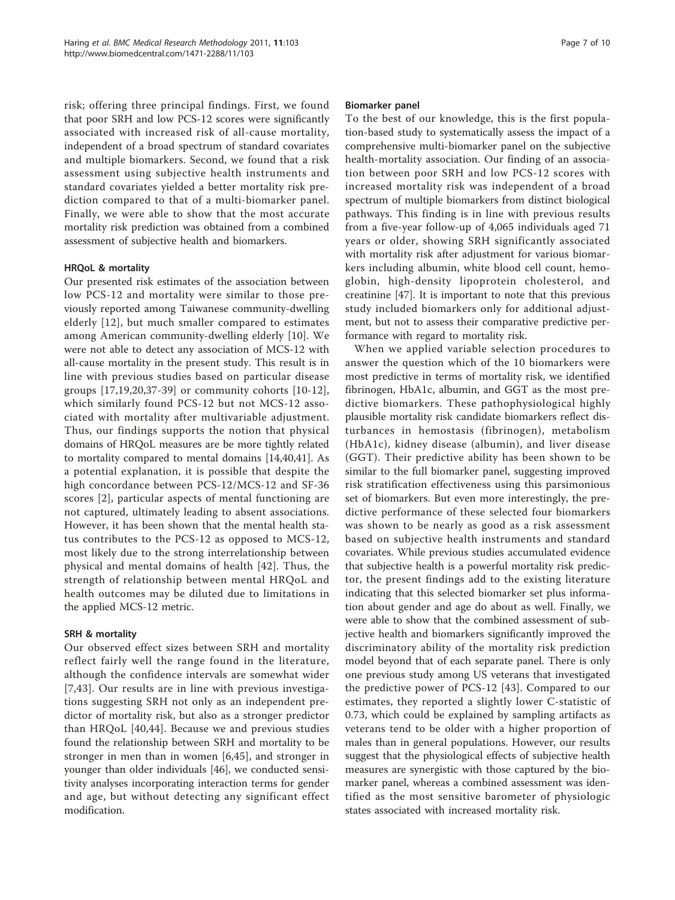risk; offering three principal findings. First, we found that poor SRH and low PCS-12 scores were significantly associated with increased risk of all-cause mortality, independent of a broad spectrum of standard covariates and multiple biomarkers. Second, we found that a risk assessment using subjective health instruments and standard covariates yielded a better mortality risk prediction compared to that of a multi-biomarker panel. Finally, we were able to show that the most accurate mortality risk prediction was obtained from a combined assessment of subjective health and biomarkers.

### HRQoL & mortality

Our presented risk estimates of the association between low PCS-12 and mortality were similar to those previously reported among Taiwanese community-dwelling elderly [12], but much smaller compared to estimates among American community-dwelling elderly [10]. We were not able to detect any association of MCS-12 with all-cause mortality in the present study. This result is in line with previous studies based on particular disease groups [17,19,20,37-39] or community cohorts [10-12], which similarly found PCS-12 but not MCS-12 associated with mortality after multivariable adjustment. Thus, our findings supports the notion that physical domains of HRQoL measures are be more tightly related to mortality compared to mental domains [14,40,41]. As a potential explanation, it is possible that despite the high concordance between PCS-12/MCS-12 and SF-36 scores [2], particular aspects of mental functioning are not captured, ultimately leading to absent associations. However, it has been shown that the mental health status contributes to the PCS-12 as opposed to MCS-12, most likely due to the strong interrelationship between physical and mental domains of health [42]. Thus, the strength of relationship between mental HRQoL and health outcomes may be diluted due to limitations in the applied MCS-12 metric.

### SRH & mortality

Our observed effect sizes between SRH and mortality reflect fairly well the range found in the literature, although the confidence intervals are somewhat wider [7,43]. Our results are in line with previous investigations suggesting SRH not only as an independent predictor of mortality risk, but also as a stronger predictor than HRQoL [40,44]. Because we and previous studies found the relationship between SRH and mortality to be stronger in men than in women [6,45], and stronger in younger than older individuals [46], we conducted sensitivity analyses incorporating interaction terms for gender and age, but without detecting any significant effect modification.

### Biomarker panel

To the best of our knowledge, this is the first population-based study to systematically assess the impact of a comprehensive multi-biomarker panel on the subjective health-mortality association. Our finding of an association between poor SRH and low PCS-12 scores with increased mortality risk was independent of a broad spectrum of multiple biomarkers from distinct biological pathways. This finding is in line with previous results from a five-year follow-up of 4,065 individuals aged 71 years or older, showing SRH significantly associated with mortality risk after adjustment for various biomarkers including albumin, white blood cell count, hemoglobin, high-density lipoprotein cholesterol, and creatinine [47]. It is important to note that this previous study included biomarkers only for additional adjustment, but not to assess their comparative predictive performance with regard to mortality risk.

When we applied variable selection procedures to answer the question which of the 10 biomarkers were most predictive in terms of mortality risk, we identified fibrinogen, HbA1c, albumin, and GGT as the most predictive biomarkers. These pathophysiological highly plausible mortality risk candidate biomarkers reflect disturbances in hemostasis (fibrinogen), metabolism (HbA1c), kidney disease (albumin), and liver disease (GGT). Their predictive ability has been shown to be similar to the full biomarker panel, suggesting improved risk stratification effectiveness using this parsimonious set of biomarkers. But even more interestingly, the predictive performance of these selected four biomarkers was shown to be nearly as good as a risk assessment based on subjective health instruments and standard covariates. While previous studies accumulated evidence that subjective health is a powerful mortality risk predictor, the present findings add to the existing literature indicating that this selected biomarker set plus information about gender and age do about as well. Finally, we were able to show that the combined assessment of subjective health and biomarkers significantly improved the discriminatory ability of the mortality risk prediction model beyond that of each separate panel. There is only one previous study among US veterans that investigated the predictive power of PCS-12 [43]. Compared to our estimates, they reported a slightly lower C-statistic of 0.73, which could be explained by sampling artifacts as veterans tend to be older with a higher proportion of males than in general populations. However, our results suggest that the physiological effects of subjective health measures are synergistic with those captured by the biomarker panel, whereas a combined assessment was identified as the most sensitive barometer of physiologic states associated with increased mortality risk.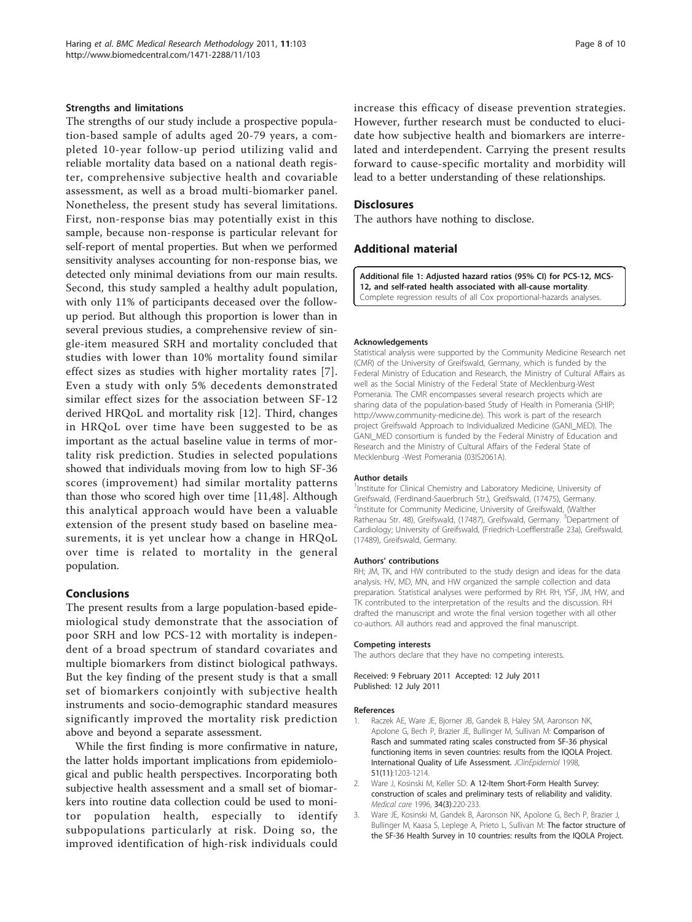### Strengths and limitations

The strengths of our study include a prospective population-based sample of adults aged 20-79 years, a completed 10-year follow-up period utilizing valid and reliable mortality data based on a national death register, comprehensive subjective health and covariable assessment, as well as a broad multi-biomarker panel. Nonetheless, the present study has several limitations. First, non-response bias may potentially exist in this sample, because non-response is particular relevant for self-report of mental properties. But when we performed sensitivity analyses accounting for non-response bias, we detected only minimal deviations from our main results. Second, this study sampled a healthy adult population, with only 11% of participants deceased over the follow-up period. But although this proportion is lower than in several previous studies, a comprehensive review of single-item measured SRH and mortality concluded that studies with lower than 10% mortality found similar effect sizes as studies with higher mortality rates [7]. Even a study with only 5% decedents demonstrated similar effect sizes for the association between SF-12 derived HRQoL and mortality risk [12]. Third, changes in HRQoL over time have been suggested to be as important as the actual baseline value in terms of mortality risk prediction. Studies in selected populations showed that individuals moving from low to high SF-36 scores (improvement) had similar mortality patterns than those who scored high over time [11,48]. Although this analytical approach would have been a valuable extension of the present study based on baseline measurements, it is yet unclear how a change in HRQoL over time is related to mortality in the general population.

## Conclusions

The present results from a large population-based epidemiological study demonstrate that the association of poor SRH and low PCS-12 with mortality is independent of a broad spectrum of standard covariates and multiple biomarkers from distinct biological pathways. But the key finding of the present study is that a small set of biomarkers conjointly with subjective health instruments and socio-demographic standard measures significantly improved the mortality risk prediction above and beyond a separate assessment.

While the first finding is more confirmative in nature, the latter holds important implications from epidemiological and public health perspectives. Incorporating both subjective health assessment and a small set of biomarkers into routine data collection could be used to monitor population health, especially to identify subpopulations particularly at risk. Doing so, the improved identification of high-risk individuals could increase this efficacy of disease prevention strategies. However, further research must be conducted to elucidate how subjective health and biomarkers are interrelated and interdependent. Carrying the present results forward to cause-specific mortality and morbidity will lead to a better understanding of these relationships.

## Disclosures

The authors have nothing to disclose.

## Additional material

**Additional file 1: Adjusted hazard ratios (95% CI) for PCS-12, MCS-12, and self-rated health associated with all-cause mortality**. Complete regression results of all Cox proportional-hazards analyses.

#### Acknowledgements

Statistical analysis were supported by the Community Medicine Research net (CMR) of the University of Greifswald, Germany, which is funded by the Federal Ministry of Education and Research, the Ministry of Cultural Affairs as well as the Social Ministry of the Federal State of Mecklenburg-West Pomerania. The CMR encompasses several research projects which are sharing data of the population-based Study of Health in Pomerania (SHIP; http://www.community-medicine.de). This work is part of the research project Greifswald Approach to Individualized Medicine (GANI_MED). The GANI_MED consortium is funded by the Federal Ministry of Education and Research and the Ministry of Cultural Affairs of the Federal State of Mecklenburg -West Pomerania (03IS2061A).

#### Author details

[1]Institute for Clinical Chemistry and Laboratory Medicine, University of Greifswald, (Ferdinand-Sauerbruch Str.), Greifswald, (17475), Germany. [2]Institute for Community Medicine, University of Greifswald, (Walther Rathenau Str. 48), Greifswald, (17487), Greifswald, Germany. [3]Department of Cardiology; University of Greifswald, (Friedrich-Loefflerstraße 23a), Greifswald, (17489), Greifswald, Germany.

#### Authors' contributions

RH; JM, TK, and HW contributed to the study design and ideas for the data analysis. HV, MD, MN, and HW organized the sample collection and data preparation. Statistical analyses were performed by RH. RH, YSF, JM, HW, and TK contributed to the interpretation of the results and the discussion. RH drafted the manuscript and wrote the final version together with all other co-authors. All authors read and approved the final manuscript.

#### Competing interests

The authors declare that they have no competing interests.

Received: 9 February 2011 Accepted: 12 July 2011
Published: 12 July 2011

#### References

1. Raczek AE, Ware JE, Bjorner JB, Gandek B, Haley SM, Aaronson NK, Apolone G, Bech P, Brazier JE, Bullinger M, Sullivan M: **Comparison of Rasch and summated rating scales constructed from SF-36 physical functioning items in seven countries: results from the IQOLA Project. International Quality of Life Assessment.** *JClinEpidemiol* 1998, **51(11)**:1203-1214.
2. Ware J, Kosinski M, Keller SD: **A 12-Item Short-Form Health Survey: construction of scales and preliminary tests of reliability and validity.** *Medical care* 1996, **34(3)**:220-233.
3. Ware JE, Kosinski M, Gandek B, Aaronson NK, Apolone G, Bech P, Brazier J, Bullinger M, Kaasa S, Leplege A, Prieto L, Sullivan M: **The factor structure of the SF-36 Health Survey in 10 countries: results from the IQOLA Project.**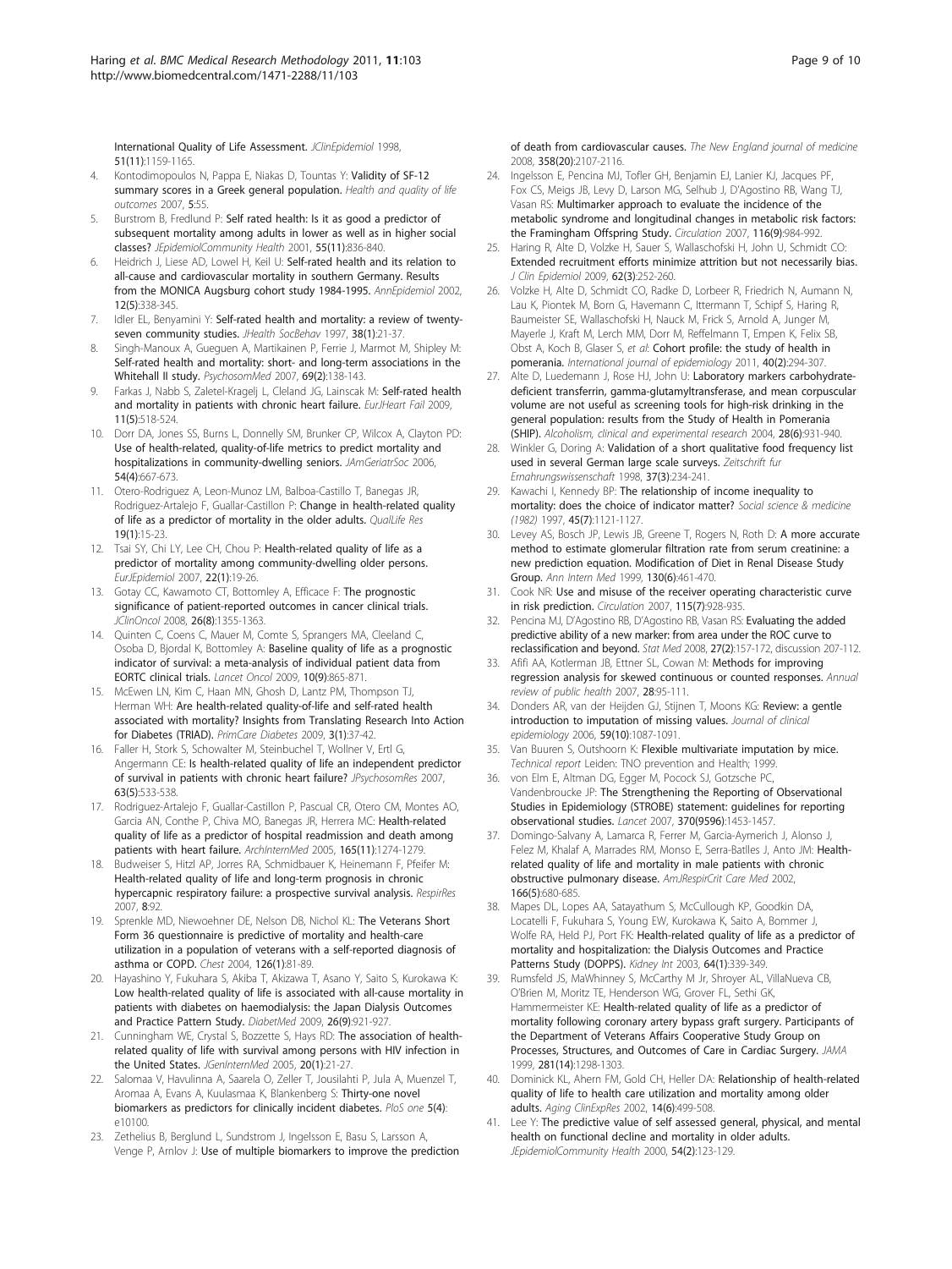International Quality of Life Assessment. *JClinEpidemiol* 1998, **51(11)**:1159-1165.

4. Kontodimopoulos N, Pappa E, Niakas D, Tountas Y: **Validity of SF-12 summary scores in a Greek general population.** *Health and quality of life outcomes* 2007, **5**:55.
5. Burstrom B, Fredlund P: **Self rated health: Is it as good a predictor of subsequent mortality among adults in lower as well as in higher social classes?** *JEpidemiolCommunity Health* 2001, **55(11)**:836-840.
6. Heidrich J, Liese AD, Lowel H, Keil U: **Self-rated health and its relation to all-cause and cardiovascular mortality in southern Germany. Results from the MONICA Augsburg cohort study 1984-1995.** *AnnEpidemiol* 2002, **12(5)**:338-345.
7. Idler EL, Benyamini Y: **Self-rated health and mortality: a review of twenty-seven community studies.** *JHealth SocBehav* 1997, **38(1)**:21-37.
8. Singh-Manoux A, Gueguen A, Martikainen P, Ferrie J, Marmot M, Shipley M: **Self-rated health and mortality: short- and long-term associations in the Whitehall II study.** *PsychosomMed* 2007, **69(2)**:138-143.
9. Farkas J, Nabb S, Zaletel-Kragelj L, Cleland JG, Lainscak M: **Self-rated health and mortality in patients with chronic heart failure.** *EurJHeart Fail* 2009, **11(5)**:518-524.
10. Dorr DA, Jones SS, Burns L, Donnelly SM, Brunker CP, Wilcox A, Clayton PD: **Use of health-related, quality-of-life metrics to predict mortality and hospitalizations in community-dwelling seniors.** *JAmGeriatrSoc* 2006, **54(4)**:667-673.
11. Otero-Rodriguez A, Leon-Munoz LM, Balboa-Castillo T, Banegas JR, Rodriguez-Artalejo F, Guallar-Castillon P: **Change in health-related quality of life as a predictor of mortality in the older adults.** *QualLife Res* **19(1)**:15-23.
12. Tsai SY, Chi LY, Lee CH, Chou P: **Health-related quality of life as a predictor of mortality among community-dwelling older persons.** *EurJEpidemiol* 2007, **22(1)**:19-26.
13. Gotay CC, Kawamoto CT, Bottomley A, Efficace F: **The prognostic significance of patient-reported outcomes in cancer clinical trials.** *JClinOncol* 2008, **26(8)**:1355-1363.
14. Quinten C, Coens C, Mauer M, Comte S, Sprangers MA, Cleeland C, Osoba D, Bjordal K, Bottomley A: **Baseline quality of life as a prognostic indicator of survival: a meta-analysis of individual patient data from EORTC clinical trials.** *Lancet Oncol* 2009, **10(9)**:865-871.
15. McEwen LN, Kim C, Haan MN, Ghosh D, Lantz PM, Thompson TJ, Herman WH: **Are health-related quality-of-life and self-rated health associated with mortality? Insights from Translating Research Into Action for Diabetes (TRIAD).** *PrimCare Diabetes* 2009, **3(1)**:37-42.
16. Faller H, Stork S, Schowalter M, Steinbuchel T, Wollner V, Ertl G, Angermann CE: **Is health-related quality of life an independent predictor of survival in patients with chronic heart failure?** *JPsychosomRes* 2007, **63(5)**:533-538.
17. Rodriguez-Artalejo F, Guallar-Castillon P, Pascual CR, Otero CM, Montes AO, Garcia AN, Conthe P, Chiva MO, Banegas JR, Herrera MC: **Health-related quality of life as a predictor of hospital readmission and death among patients with heart failure.** *ArchInternMed* 2005, **165(11)**:1274-1279.
18. Budweiser S, Hitzl AP, Jorres RA, Schmidbauer K, Heinemann F, Pfeifer M: **Health-related quality of life and long-term prognosis in chronic hypercapnic respiratory failure: a prospective survival analysis.** *RespirRes* 2007, **8**:92.
19. Sprenkle MD, Niewoehner DE, Nelson DB, Nichol KL: **The Veterans Short Form 36 questionnaire is predictive of mortality and health-care utilization in a population of veterans with a self-reported diagnosis of asthma or COPD.** *Chest* 2004, **126(1)**:81-89.
20. Hayashino Y, Fukuhara S, Akiba T, Akizawa T, Asano Y, Saito S, Kurokawa K: **Low health-related quality of life is associated with all-cause mortality in patients with diabetes on haemodialysis: the Japan Dialysis Outcomes and Practice Pattern Study.** *DiabetMed* 2009, **26(9)**:921-927.
21. Cunningham WE, Crystal S, Bozzette S, Hays RD: **The association of health-related quality of life with survival among persons with HIV infection in the United States.** *JGenInternMed* 2005, **20(1)**:21-27.
22. Salomaa V, Havulinna A, Saarela O, Zeller T, Jousilahti P, Jula A, Muenzel T, Aromaa A, Evans A, Kuulasmaa K, Blankenberg S: **Thirty-one novel biomarkers as predictors for clinically incident diabetes.** *PloS one* **5(4)**: e10100.
23. Zethelius B, Berglund L, Sundstrom J, Ingelsson E, Basu S, Larsson A, Venge P, Arnlov J: **Use of multiple biomarkers to improve the prediction of death from cardiovascular causes.** *The New England journal of medicine* 2008, **358(20)**:2107-2116.
24. Ingelsson E, Pencina MJ, Tofler GH, Benjamin EJ, Lanier KJ, Jacques PF, Fox CS, Meigs JB, Levy D, Larson MG, Selhub J, D'Agostino RB, Wang TJ, Vasan RS: **Multimarker approach to evaluate the incidence of the metabolic syndrome and longitudinal changes in metabolic risk factors: the Framingham Offspring Study.** *Circulation* 2007, **116(9)**:984-992.
25. Haring R, Alte D, Volzke H, Sauer S, Wallaschofski H, John U, Schmidt CO: **Extended recruitment efforts minimize attrition but not necessarily bias.** *J Clin Epidemiol* 2009, **62(3)**:252-260.
26. Volzke H, Alte D, Schmidt CO, Radke D, Lorbeer R, Friedrich N, Aumann N, Lau K, Piontek M, Born G, Havemann C, Ittermann T, Schipf S, Haring R, Baumeister SE, Wallaschofski H, Nauck M, Frick S, Arnold A, Junger M, Mayerle J, Kraft M, Lerch MM, Dorr M, Reffelmann T, Empen K, Felix SB, Obst A, Koch B, Glaser S, *et al*: **Cohort profile: the study of health in pomerania.** *International journal of epidemiology* 2011, **40(2)**:294-307.
27. Alte D, Luedemann J, Rose HJ, John U: **Laboratory markers carbohydrate-deficient transferrin, gamma-glutamyltransferase, and mean corpuscular volume are not useful as screening tools for high-risk drinking in the general population: results from the Study of Health in Pomerania (SHIP).** *Alcoholism, clinical and experimental research* 2004, **28(6)**:931-940.
28. Winkler G, Doring A: **Validation of a short qualitative food frequency list used in several German large scale surveys.** *Zeitschrift fur Ernahrungswissenschaft* 1998, **37(3)**:234-241.
29. Kawachi I, Kennedy BP: **The relationship of income inequality to mortality: does the choice of indicator matter?** *Social science & medicine (1982)* 1997, **45(7)**:1121-1127.
30. Levey AS, Bosch JP, Lewis JB, Greene T, Rogers N, Roth D: **A more accurate method to estimate glomerular filtration rate from serum creatinine: a new prediction equation. Modification of Diet in Renal Disease Study Group.** *Ann Intern Med* 1999, **130(6)**:461-470.
31. Cook NR: **Use and misuse of the receiver operating characteristic curve in risk prediction.** *Circulation* 2007, **115(7)**:928-935.
32. Pencina MJ, D'Agostino RB, D'Agostino RB, Vasan RS: **Evaluating the added predictive ability of a new marker: from area under the ROC curve to reclassification and beyond.** *Stat Med* 2008, **27(2)**:157-172, discussion 207-112.
33. Afifi AA, Kotlerman JB, Ettner SL, Cowan M: **Methods for improving regression analysis for skewed continuous or counted responses.** *Annual review of public health* 2007, **28**:95-111.
34. Donders AR, van der Heijden GJ, Stijnen T, Moons KG: **Review: a gentle introduction to imputation of missing values.** *Journal of clinical epidemiology* 2006, **59(10)**:1087-1091.
35. Van Buuren S, Outshoorn K: **Flexible multivariate imputation by mice.** *Technical report* Leiden: TNO prevention and Health; 1999.
36. von Elm E, Altman DG, Egger M, Pocock SJ, Gotzsche PC, Vandenbroucke JP: **The Strengthening the Reporting of Observational Studies in Epidemiology (STROBE) statement: guidelines for reporting observational studies.** *Lancet* 2007, **370(9596)**:1453-1457.
37. Domingo-Salvany A, Lamarca R, Ferrer M, Garcia-Aymerich J, Alonso J, Felez M, Khalaf A, Marrades RM, Monso E, Serra-Batlles J, Anto JM: **Health-related quality of life and mortality in male patients with chronic obstructive pulmonary disease.** *AmJRespirCrit Care Med* 2002, **166(5)**:680-685.
38. Mapes DL, Lopes AA, Satayathum S, McCullough KP, Goodkin DA, Locatelli F, Fukuhara S, Young EW, Kurokawa K, Saito A, Bommer J, Wolfe RA, Held PJ, Port FK: **Health-related quality of life as a predictor of mortality and hospitalization: the Dialysis Outcomes and Practice Patterns Study (DOPPS).** *Kidney Int* 2003, **64(1)**:339-349.
39. Rumsfeld JS, MaWhinney S, McCarthy M Jr, Shroyer AL, VillaNueva CB, O'Brien M, Moritz TE, Henderson WG, Grover FL, Sethi GK, Hammermeister KE: **Health-related quality of life as a predictor of mortality following coronary artery bypass graft surgery. Participants of the Department of Veterans Affairs Cooperative Study Group on Processes, Structures, and Outcomes of Care in Cardiac Surgery.** *JAMA* 1999, **281(14)**:1298-1303.
40. Dominick KL, Ahern FM, Gold CH, Heller DA: **Relationship of health-related quality of life to health care utilization and mortality among older adults.** *Aging ClinExpRes* 2002, **14(6)**:499-508.
41. Lee Y: **The predictive value of self assessed general, physical, and mental health on functional decline and mortality in older adults.** *JEpidemiolCommunity Health* 2000, **54(2)**:123-129.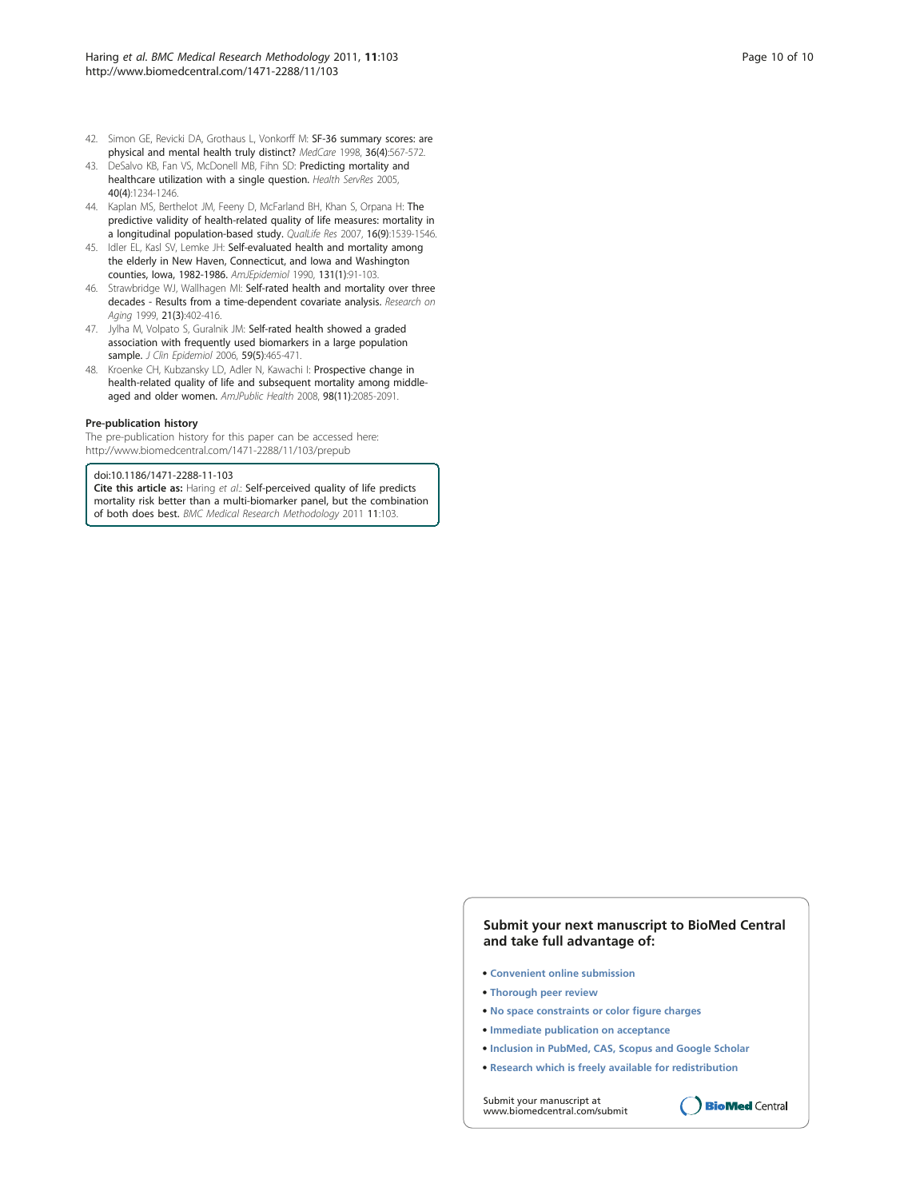42. Simon GE, Revicki DA, Grothaus L, Vonkorff M: **SF-36 summary scores: are physical and mental health truly distinct?** *MedCare* 1998, **36(4)**:567-572.
43. DeSalvo KB, Fan VS, McDonell MB, Fihn SD: **Predicting mortality and healthcare utilization with a single question.** *Health ServRes* 2005, **40(4)**:1234-1246.
44. Kaplan MS, Berthelot JM, Feeny D, McFarland BH, Khan S, Orpana H: **The predictive validity of health-related quality of life measures: mortality in a longitudinal population-based study.** *QualLife Res* 2007, **16(9)**:1539-1546.
45. Idler EL, Kasl SV, Lemke JH: **Self-evaluated health and mortality among the elderly in New Haven, Connecticut, and Iowa and Washington counties, Iowa, 1982-1986.** *AmJEpidemiol* 1990, **131(1)**:91-103.
46. Strawbridge WJ, Wallhagen MI: **Self-rated health and mortality over three decades - Results from a time-dependent covariate analysis.** *Research on Aging* 1999, **21(3)**:402-416.
47. Jylha M, Volpato S, Guralnik JM: **Self-rated health showed a graded association with frequently used biomarkers in a large population sample.** *J Clin Epidemiol* 2006, **59(5)**:465-471.
48. Kroenke CH, Kubzansky LD, Adler N, Kawachi I: **Prospective change in health-related quality of life and subsequent mortality among middle-aged and older women.** *AmJPublic Health* 2008, **98(11)**:2085-2091.

#### Pre-publication history

The pre-publication history for this paper can be accessed here:
http://www.biomedcentral.com/1471-2288/11/103/prepub

doi:10.1186/1471-2288-11-103

**Cite this article as:** Haring *et al.*: Self-perceived quality of life predicts mortality risk better than a multi-biomarker panel, but the combination of both does best. *BMC Medical Research Methodology* 2011 **11**:103.

**Submit your next manuscript to BioMed Central and take full advantage of:**

- Convenient online submission
- Thorough peer review
- No space constraints or color figure charges
- Immediate publication on acceptance
- Inclusion in PubMed, CAS, Scopus and Google Scholar
- Research which is freely available for redistribution

Submit your manuscript at
www.biomedcentral.com/submit

BioMed Central